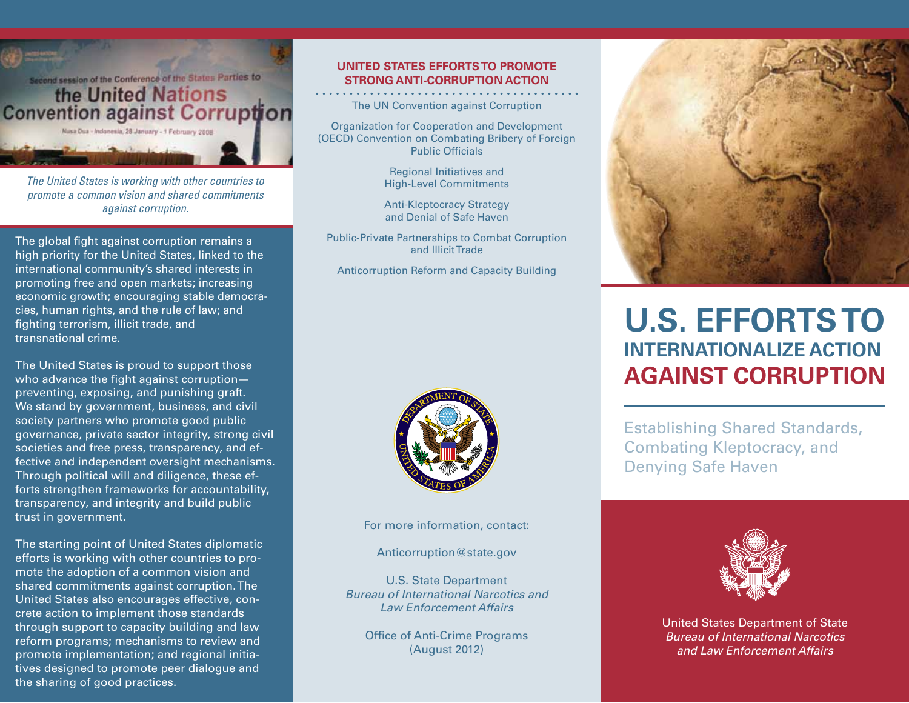*The United States is working with other countries to promote a common vision and shared commitments against corruption.*

The global fight against corruption remains a high priority for the United States, linked to the international community's shared interests in promoting free and open markets; increasing economic growth; encouraging stable democracies, human rights, and the rule of law; and fighting terrorism, illicit trade, and transnational crime.

The United States is proud to support those who advance the fight against corruption—preventing, exposing, and punishing graft. We stand by government, business, and civil society partners who promote good public governance, private sector integrity, strong civil societies and free press, transparency, and effective and independent oversight mechanisms. Through political will and diligence, these efforts strengthen frameworks for accountability, transparency, and integrity and build public trust in government.

The starting point of United States diplomatic efforts is working with other countries to promote the adoption of a common vision and shared commitments against corruption. The United States also encourages effective, concrete action to implement those standards through support to capacity building and law reform programs; mechanisms to review and promote implementation; and regional initiatives designed to promote peer dialogue and the sharing of good practices.

## UNITED STATES EFFORTS TO PROMOTE STRONG ANTI-CORRUPTION ACTION

The UN Convention against Corruption

Organization for Cooperation and Development (OECD) Convention on Combating Bribery of Foreign Public Officials

Regional Initiatives and High-Level Commitments

Anti-Kleptocracy Strategy and Denial of Safe Haven

Public-Private Partnerships to Combat Corruption and Illicit Trade

Anticorruption Reform and Capacity Building

For more information, contact:

Anticorruption@state.gov

U.S. State Department
*Bureau of International Narcotics and Law Enforcement Affairs*

Office of Anti-Crime Programs
(August 2012)

# U.S. EFFORTS TO INTERNATIONALIZE ACTION AGAINST CORRUPTION

## Establishing Shared Standards, Combating Kleptocracy, and Denying Safe Haven

United States Department of State
*Bureau of International Narcotics and Law Enforcement Affairs*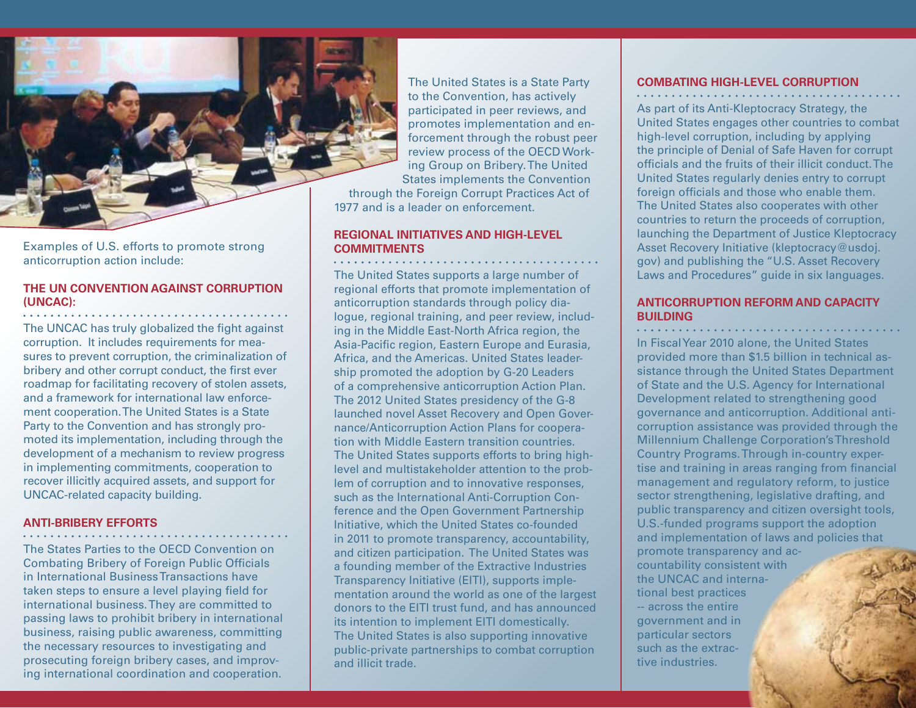Examples of U.S. efforts to promote strong anticorruption action include:

## THE UN CONVENTION AGAINST CORRUPTION (UNCAC):

The UNCAC has truly globalized the fight against corruption. It includes requirements for measures to prevent corruption, the criminalization of bribery and other corrupt conduct, the first ever roadmap for facilitating recovery of stolen assets, and a framework for international law enforcement cooperation. The United States is a State Party to the Convention and has strongly promoted its implementation, including through the development of a mechanism to review progress in implementing commitments, cooperation to recover illicitly acquired assets, and support for UNCAC-related capacity building.

## ANTI-BRIBERY EFFORTS

The States Parties to the OECD Convention on Combating Bribery of Foreign Public Officials in International Business Transactions have taken steps to ensure a level playing field for international business. They are committed to passing laws to prohibit bribery in international business, raising public awareness, committing the necessary resources to investigating and prosecuting foreign bribery cases, and improving international coordination and cooperation.

The United States is a State Party to the Convention, has actively participated in peer reviews, and promotes implementation and enforcement through the robust peer review process of the OECD Working Group on Bribery. The United States implements the Convention through the Foreign Corrupt Practices Act of 1977 and is a leader on enforcement.

## REGIONAL INITIATIVES AND HIGH-LEVEL COMMITMENTS

The United States supports a large number of regional efforts that promote implementation of anticorruption standards through policy dialogue, regional training, and peer review, including in the Middle East-North Africa region, the Asia-Pacific region, Eastern Europe and Eurasia, Africa, and the Americas. United States leadership promoted the adoption by G-20 Leaders of a comprehensive anticorruption Action Plan. The 2012 United States presidency of the G-8 launched novel Asset Recovery and Open Governance/Anticorruption Action Plans for cooperation with Middle Eastern transition countries. The United States supports efforts to bring high-level and multistakeholder attention to the problem of corruption and to innovative responses, such as the International Anti-Corruption Conference and the Open Government Partnership Initiative, which the United States co-founded in 2011 to promote transparency, accountability, and citizen participation. The United States was a founding member of the Extractive Industries Transparency Initiative (EITI), supports implementation around the world as one of the largest donors to the EITI trust fund, and has announced its intention to implement EITI domestically. The United States is also supporting innovative public-private partnerships to combat corruption and illicit trade.

## COMBATING HIGH-LEVEL CORRUPTION

As part of its Anti-Kleptocracy Strategy, the United States engages other countries to combat high-level corruption, including by applying the principle of Denial of Safe Haven for corrupt officials and the fruits of their illicit conduct. The United States regularly denies entry to corrupt foreign officials and those who enable them. The United States also cooperates with other countries to return the proceeds of corruption, launching the Department of Justice Kleptocracy Asset Recovery Initiative (kleptocracy@usdoj.gov) and publishing the "U.S. Asset Recovery Laws and Procedures" guide in six languages.

## ANTICORRUPTION REFORM AND CAPACITY BUILDING

In Fiscal Year 2010 alone, the United States provided more than $1.5 billion in technical assistance through the United States Department of State and the U.S. Agency for International Development related to strengthening good governance and anticorruption. Additional anticorruption assistance was provided through the Millennium Challenge Corporation's Threshold Country Programs. Through in-country expertise and training in areas ranging from financial management and regulatory reform, to justice sector strengthening, legislative drafting, and public transparency and citizen oversight tools, U.S.-funded programs support the adoption and implementation of laws and policies that promote transparency and accountability consistent with the UNCAC and international best practices -- across the entire government and in particular sectors such as the extractive industries.